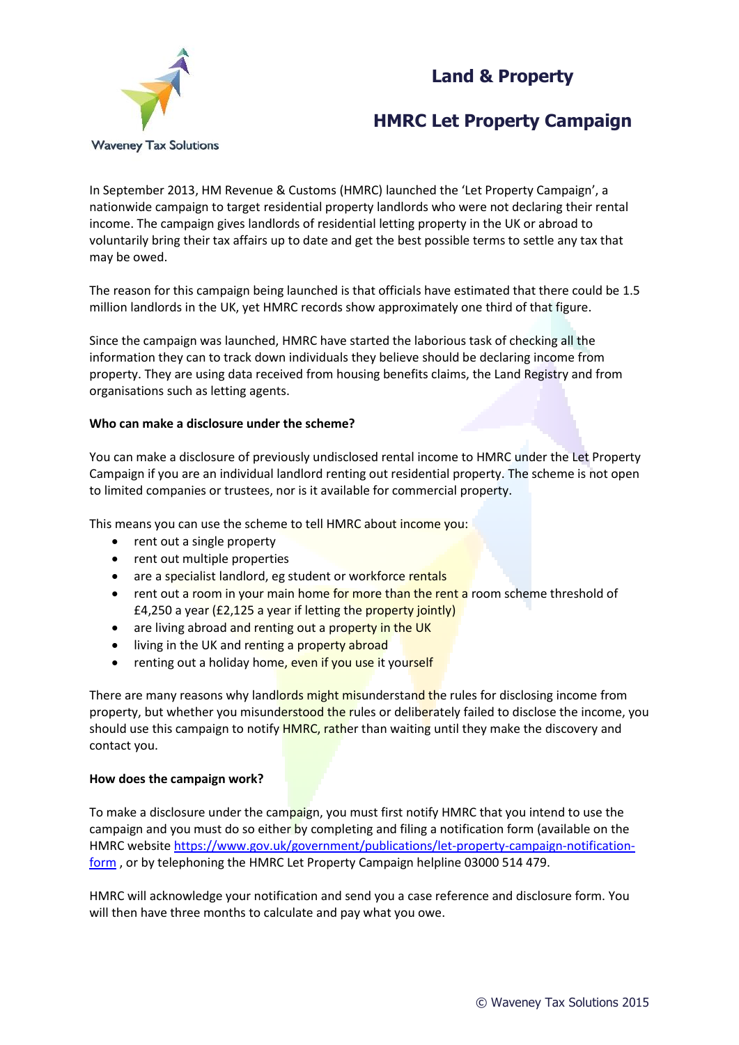Waveney Tax Solutions

# Land & Property

# HMRC Let Property Campaign

In September 2013, HM Revenue & Customs (HMRC) launched the 'Let Property Campaign', a nationwide campaign to target residential property landlords who were not declaring their rental income. The campaign gives landlords of residential letting property in the UK or abroad to voluntarily bring their tax affairs up to date and get the best possible terms to settle any tax that may be owed.

The reason for this campaign being launched is that officials have estimated that there could be 1.5 million landlords in the UK, yet HMRC records show approximately one third of that figure.

Since the campaign was launched, HMRC have started the laborious task of checking all the information they can to track down individuals they believe should be declaring income from property. They are using data received from housing benefits claims, the Land Registry and from organisations such as letting agents.

**Who can make a disclosure under the scheme?**

You can make a disclosure of previously undisclosed rental income to HMRC under the Let Property Campaign if you are an individual landlord renting out residential property. The scheme is not open to limited companies or trustees, nor is it available for commercial property.

This means you can use the scheme to tell HMRC about income you:

- rent out a single property
- rent out multiple properties
- are a specialist landlord, eg student or workforce rentals
- rent out a room in your main home for more than the rent a room scheme threshold of £4,250 a year (£2,125 a year if letting the property jointly)
- are living abroad and renting out a property in the UK
- living in the UK and renting a property abroad
- renting out a holiday home, even if you use it yourself

There are many reasons why landlords might misunderstand the rules for disclosing income from property, but whether you misunderstood the rules or deliberately failed to disclose the income, you should use this campaign to notify HMRC, rather than waiting until they make the discovery and contact you.

**How does the campaign work?**

To make a disclosure under the campaign, you must first notify HMRC that you intend to use the campaign and you must do so either by completing and filing a notification form (available on the HMRC website [https://www.gov.uk/government/publications/let-property-campaign-notification-form](https://www.gov.uk/government/publications/let-property-campaign-notification-form) , or by telephoning the HMRC Let Property Campaign helpline 03000 514 479.

HMRC will acknowledge your notification and send you a case reference and disclosure form. You will then have three months to calculate and pay what you owe.

© Waveney Tax Solutions 2015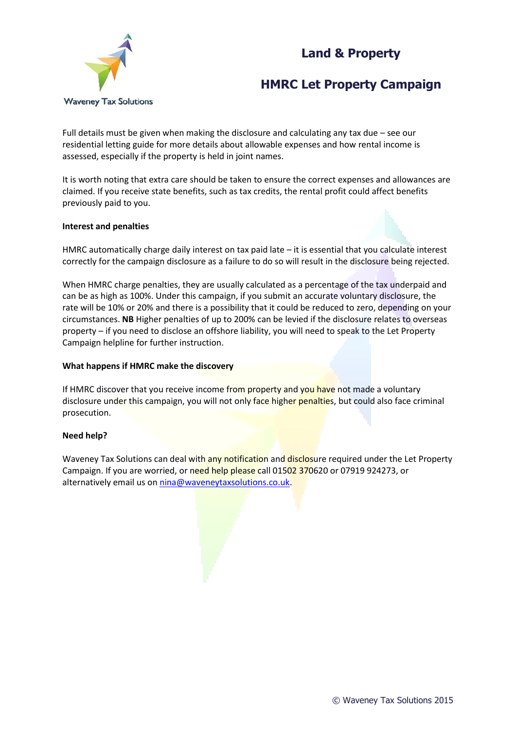# Land & Property

## HMRC Let Property Campaign

Full details must be given when making the disclosure and calculating any tax due – see our residential letting guide for more details about allowable expenses and how rental income is assessed, especially if the property is held in joint names.

It is worth noting that extra care should be taken to ensure the correct expenses and allowances are claimed. If you receive state benefits, such as tax credits, the rental profit could affect benefits previously paid to you.

**Interest and penalties**

HMRC automatically charge daily interest on tax paid late – it is essential that you calculate interest correctly for the campaign disclosure as a failure to do so will result in the disclosure being rejected.

When HMRC charge penalties, they are usually calculated as a percentage of the tax underpaid and can be as high as 100%. Under this campaign, if you submit an accurate voluntary disclosure, the rate will be 10% or 20% and there is a possibility that it could be reduced to zero, depending on your circumstances. **NB** Higher penalties of up to 200% can be levied if the disclosure relates to overseas property – if you need to disclose an offshore liability, you will need to speak to the Let Property Campaign helpline for further instruction.

**What happens if HMRC make the discovery**

If HMRC discover that you receive income from property and you have not made a voluntary disclosure under this campaign, you will not only face higher penalties, but could also face criminal prosecution.

**Need help?**

Waveney Tax Solutions can deal with any notification and disclosure required under the Let Property Campaign. If you are worried, or need help please call 01502 370620 or 07919 924273, or alternatively email us on nina@waveneytaxsolutions.co.uk.

© Waveney Tax Solutions 2015